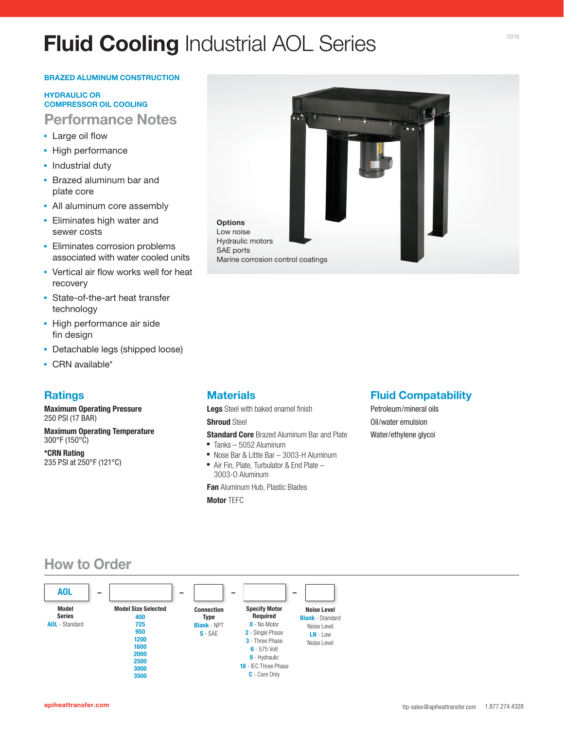# **Fluid Cooling** Industrial AOL Series

0916

**BRAZED ALUMINUM CONSTRUCTION**

**HYDRAULIC OR COMPRESSOR OIL COOLING**

## Performance Notes

- Large oil flow
- High performance
- Industrial duty
- Brazed aluminum bar and plate core
- All aluminum core assembly
- Eliminates high water and sewer costs
- Eliminates corrosion problems associated with water cooled units
- Vertical air flow works well for heat recovery
- State-of-the-art heat transfer technology
- High performance air side fin design
- Detachable legs (shipped loose)
- CRN available*

**Options**
Low noise
Hydraulic motors
SAE ports
Marine corrosion control coatings

## Ratings

**Maximum Operating Pressure**
250 PSI (17 BAR)

**Maximum Operating Temperature**
300°F (150°C)

***CRN Rating**
235 PSI at 250°F (121°C)

## Materials

**Legs** Steel with baked enamel finish

**Shroud** Steel

**Standard Core** Brazed Aluminum Bar and Plate

- Tanks – 5052 Aluminum
- Nose Bar & Little Bar – 3003-H Aluminum
- Air Fin, Plate, Turbulator & End Plate – 3003-O Aluminum

**Fan** Aluminum Hub, Plastic Blades

**Motor** TEFC

## Fluid Compatability

Petroleum/mineral oils

Oil/water emulsion

Water/ethylene glycol

## How to Order

| AOL | – | | – | | – | | – | |
|---|---|---|---|---|---|---|---|---|
| **Model Series** | | **Model Size Selected** | | **Connection Type** | | **Specify Motor Required** | | **Noise Level** |
| **AOL** - Standard | | **400**<br>**725**<br>**950**<br>**1200**<br>**1600**<br>**2000**<br>**2500**<br>**3000**<br>**3500** | | **Blank** - NPT<br>**S** - SAE | | **0** - No Motor<br>**2** - Single Phase<br>**3** - Three Phase<br>**6** - 575 Volt<br>**9** - Hydraulic<br>**18** - IEC Three Phase<br>**C** - Core Only | | **Blank** - Standard Noise Level<br>**LN** - Low Noise Level |

apiheattransfer.com ttp-sales@apiheattransfer.com 1.877.274.4328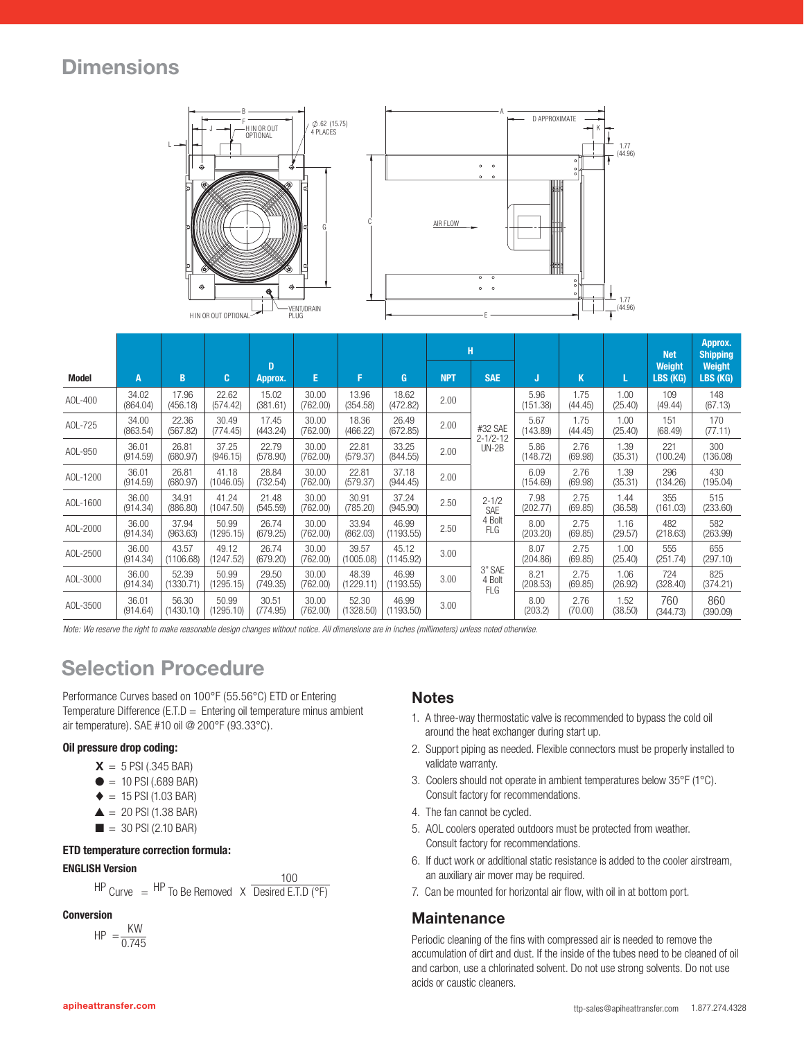## Dimensions

| Model | A | B | C | D Approx. | E | F | G | H NPT | H SAE | J | K | L | Net Weight LBS (KG) | Approx. Shipping Weight LBS (KG) |
|---|---|---|---|---|---|---|---|---|---|---|---|---|---|---|
| AOL-400 | 34.02 (864.04) | 17.96 (456.18) | 22.62 (574.42) | 15.02 (381.61) | 30.00 (762.00) | 13.96 (354.58) | 18.62 (472.82) | 2.00 | #32 SAE 2-1/2-12 UN-2B | 5.96 (151.38) | 1.75 (44.45) | 1.00 (25.40) | 109 (49.44) | 148 (67.13) |
| AOL-725 | 34.00 (863.54) | 22.36 (567.82) | 30.49 (774.45) | 17.45 (443.24) | 30.00 (762.00) | 18.36 (466.22) | 26.49 (672.85) | 2.00 | | 5.67 (143.89) | 1.75 (44.45) | 1.00 (25.40) | 151 (68.49) | 170 (77.11) |
| AOL-950 | 36.01 (914.59) | 26.81 (680.97) | 37.25 (946.15) | 22.79 (578.90) | 30.00 (762.00) | 22.81 (579.37) | 33.25 (844.55) | 2.00 | | 5.86 (148.72) | 2.76 (69.98) | 1.39 (35.31) | 221 (100.24) | 300 (136.08) |
| AOL-1200 | 36.01 (914.59) | 26.81 (680.97) | 41.18 (1046.05) | 28.84 (732.54) | 30.00 (762.00) | 22.81 (579.37) | 37.18 (944.45) | 2.00 | | 6.09 (154.69) | 2.76 (69.98) | 1.39 (35.31) | 296 (134.26) | 430 (195.04) |
| AOL-1600 | 36.00 (914.34) | 34.91 (886.80) | 41.24 (1047.50) | 21.48 (545.59) | 30.00 (762.00) | 30.91 (785.20) | 37.24 (945.90) | 2.50 | 2-1/2 SAE 4 Bolt FLG | 7.98 (202.77) | 2.75 (69.85) | 1.44 (36.58) | 355 (161.03) | 515 (233.60) |
| AOL-2000 | 36.00 (914.34) | 37.94 (963.63) | 50.99 (1295.15) | 26.74 (679.25) | 30.00 (762.00) | 33.94 (862.03) | 46.99 (1193.55) | 2.50 | | 8.00 (203.20) | 2.75 (69.85) | 1.16 (29.57) | 482 (218.63) | 582 (263.99) |
| AOL-2500 | 36.00 (914.34) | 43.57 (1106.68) | 49.12 (1247.52) | 26.74 (679.20) | 30.00 (762.00) | 39.57 (1005.08) | 45.12 (1145.92) | 3.00 | 3" SAE 4 Bolt FLG | 8.07 (204.86) | 2.75 (69.85) | 1.00 (25.40) | 555 (251.74) | 655 (297.10) |
| AOL-3000 | 36.00 (914.34) | 52.39 (1330.71) | 50.99 (1295.15) | 29.50 (749.35) | 30.00 (762.00) | 48.39 (1229.11) | 46.99 (1193.55) | 3.00 | | 8.21 (208.53) | 2.75 (69.85) | 1.06 (26.92) | 724 (328.40) | 825 (374.21) |
| AOL-3500 | 36.01 (914.64) | 56.30 (1430.10) | 50.99 (1295.10) | 30.51 (774.95) | 30.00 (762.00) | 52.30 (1328.50) | 46.99 (1193.50) | 3.00 | | 8.00 (203.2) | 2.76 (70.00) | 1.52 (38.50) | 760 (344.73) | 860 (390.09) |

*Note: We reserve the right to make reasonable design changes without notice. All dimensions are in inches (millimeters) unless noted otherwise.*

## Selection Procedure

Performance Curves based on 100°F (55.56°C) ETD or Entering Temperature Difference (E.T.D = Entering oil temperature minus ambient air temperature). SAE #10 oil @ 200°F (93.33°C).

**Oil pressure drop coding:**

- X = 5 PSI (.345 BAR)
- ● = 10 PSI (.689 BAR)
- ◆ = 15 PSI (1.03 BAR)
- ▲ = 20 PSI (1.38 BAR)
- ■ = 30 PSI (2.10 BAR)

**ETD temperature correction formula:**

**ENGLISH Version**

$$HP_{Curve} = HP_{\text{To Be Removed}} \times \frac{100}{\text{Desired E.T.D (°F)}}$$

**Conversion**

$$HP = \frac{KW}{0.745}$$

## Notes

1. A three-way thermostatic valve is recommended to bypass the cold oil around the heat exchanger during start up.
2. Support piping as needed. Flexible connectors must be properly installed to validate warranty.
3. Coolers should not operate in ambient temperatures below 35°F (1°C). Consult factory for recommendations.
4. The fan cannot be cycled.
5. AOL coolers operated outdoors must be protected from weather. Consult factory for recommendations.
6. If duct work or additional static resistance is added to the cooler airstream, an auxiliary air mover may be required.
7. Can be mounted for horizontal air flow, with oil in at bottom port.

## Maintenance

Periodic cleaning of the fins with compressed air is needed to remove the accumulation of dirt and dust. If the inside of the tubes need to be cleaned of oil and carbon, use a chlorinated solvent. Do not use strong solvents. Do not use acids or caustic cleaners.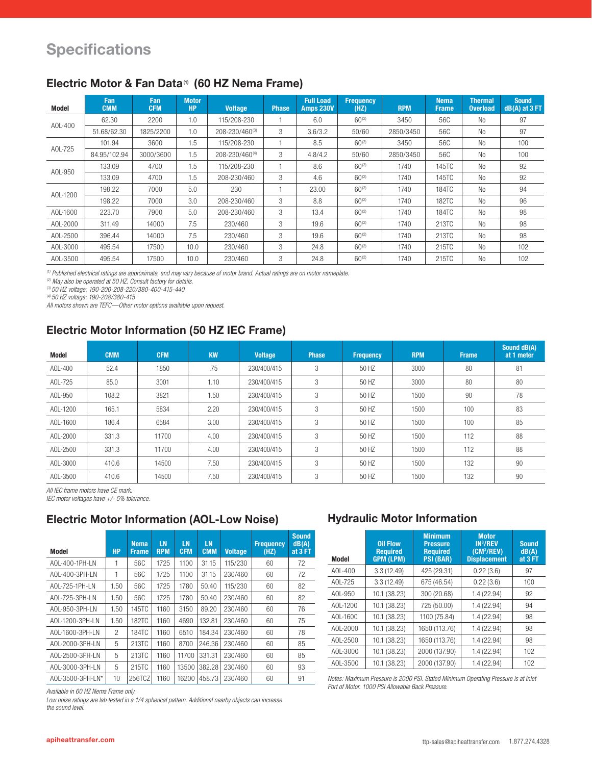# Specifications

## Electric Motor & Fan Data[1] (60 HZ Nema Frame)

| Model | Fan CMM | Fan CFM | Motor HP | Voltage | Phase | Full Load Amps 230V | Frequency (HZ) | RPM | Nema Frame | Thermal Overload | Sound dB(A) at 3 FT |
|---|---|---|---|---|---|---|---|---|---|---|---|
| AOL-400 | 62.30 | 2200 | 1.0 | 115/208-230 | 1 | 6.0 | 60[2] | 3450 | 56C | No | 97 |
| | 51.68/62.30 | 1825/2200 | 1.0 | 208-230/460[3] | 3 | 3.6/3.2 | 50/60 | 2850/3450 | 56C | No | 97 |
| AOL-725 | 101.94 | 3600 | 1.5 | 115/208-230 | 1 | 8.5 | 60[2] | 3450 | 56C | No | 100 |
| | 84.95/102.94 | 3000/3600 | 1.5 | 208-230/460[4] | 3 | 4.8/4.2 | 50/60 | 2850/3450 | 56C | No | 100 |
| AOL-950 | 133.09 | 4700 | 1.5 | 115/208-230 | 1 | 8.6 | 60[2] | 1740 | 145TC | No | 92 |
| | 133.09 | 4700 | 1.5 | 208-230/460 | 3 | 4.6 | 60[2] | 1740 | 145TC | No | 92 |
| AOL-1200 | 198.22 | 7000 | 5.0 | 230 | 1 | 23.00 | 60[2] | 1740 | 184TC | No | 94 |
| | 198.22 | 7000 | 3.0 | 208-230/460 | 3 | 8.8 | 60[2] | 1740 | 182TC | No | 96 |
| AOL-1600 | 223.70 | 7900 | 5.0 | 208-230/460 | 3 | 13.4 | 60[2] | 1740 | 184TC | No | 98 |
| AOL-2000 | 311.49 | 14000 | 7.5 | 230/460 | 3 | 19.6 | 60[2] | 1740 | 213TC | No | 98 |
| AOL-2500 | 396.44 | 14000 | 7.5 | 230/460 | 3 | 19.6 | 60[2] | 1740 | 213TC | No | 98 |
| AOL-3000 | 495.54 | 17500 | 10.0 | 230/460 | 3 | 24.8 | 60[2] | 1740 | 215TC | No | 102 |
| AOL-3500 | 495.54 | 17500 | 10.0 | 230/460 | 3 | 24.8 | 60[2] | 1740 | 215TC | No | 102 |

*[1] Published electrical ratings are approximate, and may vary because of motor brand. Actual ratings are on motor nameplate.*
*[2] May also be operated at 50 HZ. Consult factory for details.*
*[3] 50 HZ voltage: 190-200-208-220/380-400-415-440*
*[4] 50 HZ voltage: 190-208/380-415*
*All motors shown are TEFC—Other motor options available upon request.*

## Electric Motor Information (50 HZ IEC Frame)

| Model | CMM | CFM | KW | Voltage | Phase | Frequency | RPM | Frame | Sound dB(A) at 1 meter |
|---|---|---|---|---|---|---|---|---|---|
| AOL-400 | 52.4 | 1850 | .75 | 230/400/415 | 3 | 50 HZ | 3000 | 80 | 81 |
| AOL-725 | 85.0 | 3001 | 1.10 | 230/400/415 | 3 | 50 HZ | 3000 | 80 | 80 |
| AOL-950 | 108.2 | 3821 | 1.50 | 230/400/415 | 3 | 50 HZ | 1500 | 90 | 78 |
| AOL-1200 | 165.1 | 5834 | 2.20 | 230/400/415 | 3 | 50 HZ | 1500 | 100 | 83 |
| AOL-1600 | 186.4 | 6584 | 3.00 | 230/400/415 | 3 | 50 HZ | 1500 | 100 | 85 |
| AOL-2000 | 331.3 | 11700 | 4.00 | 230/400/415 | 3 | 50 HZ | 1500 | 112 | 88 |
| AOL-2500 | 331.3 | 11700 | 4.00 | 230/400/415 | 3 | 50 HZ | 1500 | 112 | 88 |
| AOL-3000 | 410.6 | 14500 | 7.50 | 230/400/415 | 3 | 50 HZ | 1500 | 132 | 90 |
| AOL-3500 | 410.6 | 14500 | 7.50 | 230/400/415 | 3 | 50 HZ | 1500 | 132 | 90 |

*All IEC frame motors have CE mark.*
*IEC motor voltages have +/- 5% tolerance.*

## Electric Motor Information (AOL-Low Noise)

| Model | HP | Nema Frame | LN RPM | LN CFM | LN CMM | Voltage | Frequency (HZ) | Sound dB(A) at 3 FT |
|---|---|---|---|---|---|---|---|---|
| AOL-400-1PH-LN | 1 | 56C | 1725 | 1100 | 31.15 | 115/230 | 60 | 72 |
| AOL-400-3PH-LN | 1 | 56C | 1725 | 1100 | 31.15 | 230/460 | 60 | 72 |
| AOL-725-1PH-LN | 1.50 | 56C | 1725 | 1780 | 50.40 | 115/230 | 60 | 82 |
| AOL-725-3PH-LN | 1.50 | 56C | 1725 | 1780 | 50.40 | 230/460 | 60 | 82 |
| AOL-950-3PH-LN | 1.50 | 145TC | 1160 | 3150 | 89.20 | 230/460 | 60 | 76 |
| AOL-1200-3PH-LN | 1.50 | 182TC | 1160 | 4690 | 132.81 | 230/460 | 60 | 75 |
| AOL-1600-3PH-LN | 2 | 184TC | 1160 | 6510 | 184.34 | 230/460 | 60 | 78 |
| AOL-2000-3PH-LN | 5 | 213TC | 1160 | 8700 | 246.36 | 230/460 | 60 | 85 |
| AOL-2500-3PH-LN | 5 | 213TC | 1160 | 11700 | 331.31 | 230/460 | 60 | 85 |
| AOL-3000-3PH-LN | 5 | 215TC | 1160 | 13500 | 382.28 | 230/460 | 60 | 93 |
| AOL-3500-3PH-LN* | 10 | 256TCZ | 1160 | 16200 | 458.73 | 230/460 | 60 | 91 |

*Available in 60 HZ Nema Frame only.*
*Low noise ratings are lab tested in a 1/4 spherical pattern. Additional nearby objects can increase the sound level.*

## Hydraulic Motor Information

| Model | Oil Flow Required GPM (LPM) | Minimum Pressure Required PSI (BAR) | Motor IN³/REV (CM³/REV) Displacement | Sound dB(A) at 3 FT |
|---|---|---|---|---|
| AOL-400 | 3.3 (12.49) | 425 (29.31) | 0.22 (3.6) | 97 |
| AOL-725 | 3.3 (12.49) | 675 (46.54) | 0.22 (3.6) | 100 |
| AOL-950 | 10.1 (38.23) | 300 (20.68) | 1.4 (22.94) | 92 |
| AOL-1200 | 10.1 (38.23) | 725 (50.00) | 1.4 (22.94) | 94 |
| AOL-1600 | 10.1 (38.23) | 1100 (75.84) | 1.4 (22.94) | 98 |
| AOL-2000 | 10.1 (38.23) | 1650 (113.76) | 1.4 (22.94) | 98 |
| AOL-2500 | 10.1 (38.23) | 1650 (113.76) | 1.4 (22.94) | 98 |
| AOL-3000 | 10.1 (38.23) | 2000 (137.90) | 1.4 (22.94) | 102 |
| AOL-3500 | 10.1 (38.23) | 2000 (137.90) | 1.4 (22.94) | 102 |

*Notes: Maximum Pressure is 2000 PSI. Stated Minimum Operating Pressure is at Inlet Port of Motor. 1000 PSI Allowable Back Pressure.*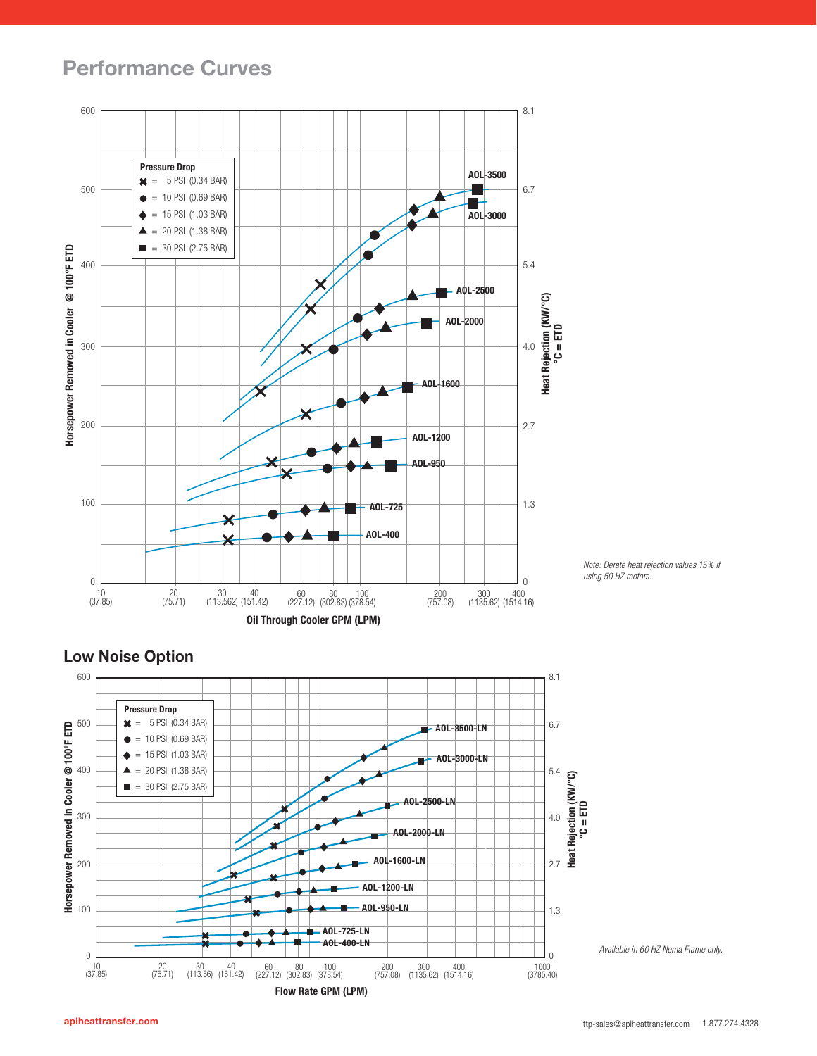## Performance Curves

Pressure Drop
✖ = 5 PSI (0.34 BAR)
● = 10 PSI (0.69 BAR)
◆ = 15 PSI (1.03 BAR)
▲ = 20 PSI (1.38 BAR)
■ = 30 PSI (2.75 BAR)

AOL-3500
AOL-3000
AOL-2500
AOL-2000
AOL-1600
AOL-1200
AOL-950
AOL-725
AOL-400

Horsepower Removed in Cooler @ 100°F ETD

600
500
400
300
200
100
0

Heat Rejection (KW/°C)
°C = ETD

8.1
6.7
5.4
4.0
2.7
1.3
0

Oil Through Cooler GPM (LPM)

10 (37.85)
20 (75.71)
30 (113.562)
40 (151.42)
60 (227.12)
80 (302.83)
100 (378.54)
200 (757.08)
300 (1135.62)
400 (1514.16)

*Note: Derate heat rejection values 15% if using 50 HZ motors.*

## Low Noise Option

Pressure Drop
✖ = 5 PSI (0.34 BAR)
● = 10 PSI (0.69 BAR)
◆ = 15 PSI (1.03 BAR)
▲ = 20 PSI (1.38 BAR)
■ = 30 PSI (2.75 BAR)

AOL-3500-LN
AOL-3000-LN
AOL-2500-LN
AOL-2000-LN
AOL-1600-LN
AOL-1200-LN
AOL-950-LN
AOL-725-LN
AOL-400-LN

Horsepower Removed in Cooler @ 100°F ETD

600
500
400
300
200
100
0

Heat Rejection (KW/°C)
°C = ETD

8.1
6.7
5.4
4.0
2.7
1.3
0

Flow Rate GPM (LPM)

10 (37.85)
20 (75.71)
30 (113.56)
40 (151.42)
60 (227.12)
80 (302.83)
100 (378.54)
200 (757.08)
300 (1135.62)
400 (1514.16)
1000 (3785.40)

*Available in 60 HZ Nema Frame only.*

apiheattransfer.com

ttp-sales@apiheattransfer.com 1.877.274.4328